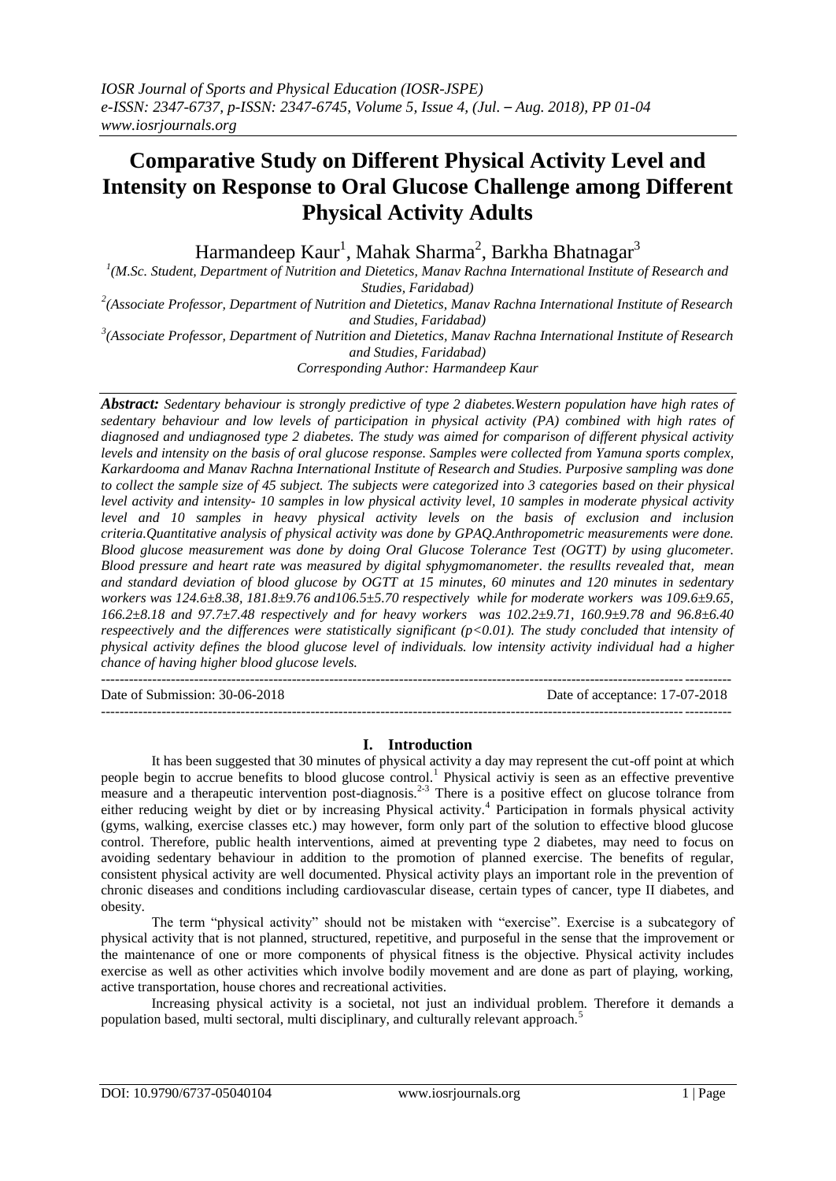# Comparative Study on Different Physical Activity Level and Intensity on Response to Oral Glucose Challenge among Different Physical Activity Adults

Harmandeep Kaur[1], Mahak Sharma[2], Barkha Bhatnagar[3]

[1](M.Sc. Student, Department of Nutrition and Dietetics, Manav Rachna International Institute of Research and Studies, Faridabad)

[2](Associate Professor, Department of Nutrition and Dietetics, Manav Rachna International Institute of Research and Studies, Faridabad)

[3](Associate Professor, Department of Nutrition and Dietetics, Manav Rachna International Institute of Research and Studies, Faridabad)

Corresponding Author: Harmandeep Kaur

***Abstract:*** *Sedentary behaviour is strongly predictive of type 2 diabetes.Western population have high rates of sedentary behaviour and low levels of participation in physical activity (PA) combined with high rates of diagnosed and undiagnosed type 2 diabetes. The study was aimed for comparison of different physical activity levels and intensity on the basis of oral glucose response. Samples were collected from Yamuna sports complex, Karkardooma and Manav Rachna International Institute of Research and Studies. Purposive sampling was done to collect the sample size of 45 subject. The subjects were categorized into 3 categories based on their physical level activity and intensity- 10 samples in low physical activity level, 10 samples in moderate physical activity level and 10 samples in heavy physical activity levels on the basis of exclusion and inclusion criteria.Quantitative analysis of physical activity was done by GPAQ.Anthropometric measurements were done. Blood glucose measurement was done by doing Oral Glucose Tolerance Test (OGTT) by using glucometer. Blood pressure and heart rate was measured by digital sphygmomanometer. the resullts revealed that, mean and standard deviation of blood glucose by OGTT at 15 minutes, 60 minutes and 120 minutes in sedentary workers was 124.6±8.38, 181.8±9.76 and106.5±5.70 respectively while for moderate workers was 109.6±9.65, 166.2±8.18 and 97.7±7.48 respectively and for heavy workers was 102.2±9.71, 160.9±9.78 and 96.8±6.40 respeectively and the differences were statistically significant (p<0.01). The study concluded that intensity of physical activity defines the blood glucose level of individuals. low intensity activity individual had a higher chance of having higher blood glucose levels.*

---

Date of Submission: 30-06-2018 Date of acceptance: 17-07-2018

---

## I. Introduction

It has been suggested that 30 minutes of physical activity a day may represent the cut-off point at which people begin to accrue benefits to blood glucose control.[1] Physical activiy is seen as an effective preventive measure and a therapeutic intervention post-diagnosis.[2-3] There is a positive effect on glucose tolrance from either reducing weight by diet or by increasing Physical activity.[4] Participation in formals physical activity (gyms, walking, exercise classes etc.) may however, form only part of the solution to effective blood glucose control. Therefore, public health interventions, aimed at preventing type 2 diabetes, may need to focus on avoiding sedentary behaviour in addition to the promotion of planned exercise. The benefits of regular, consistent physical activity are well documented. Physical activity plays an important role in the prevention of chronic diseases and conditions including cardiovascular disease, certain types of cancer, type II diabetes, and obesity.

The term "physical activity" should not be mistaken with "exercise". Exercise is a subcategory of physical activity that is not planned, structured, repetitive, and purposeful in the sense that the improvement or the maintenance of one or more components of physical fitness is the objective. Physical activity includes exercise as well as other activities which involve bodily movement and are done as part of playing, working, active transportation, house chores and recreational activities.

Increasing physical activity is a societal, not just an individual problem. Therefore it demands a population based, multi sectoral, multi disciplinary, and culturally relevant approach.[5]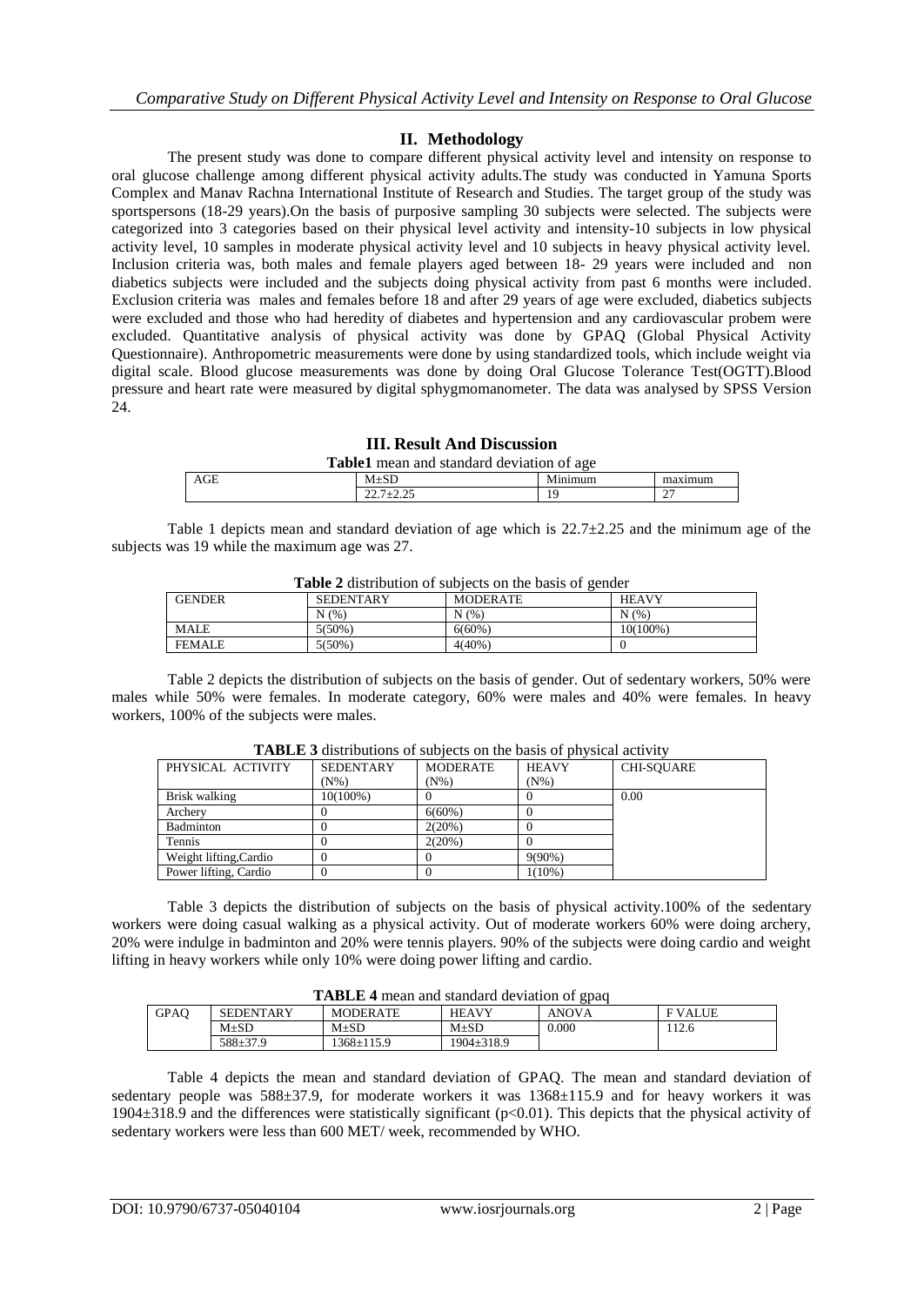## II. Methodology

The present study was done to compare different physical activity level and intensity on response to oral glucose challenge among different physical activity adults.The study was conducted in Yamuna Sports Complex and Manav Rachna International Institute of Research and Studies. The target group of the study was sportspersons (18-29 years).On the basis of purposive sampling 30 subjects were selected. The subjects were categorized into 3 categories based on their physical level activity and intensity-10 subjects in low physical activity level, 10 samples in moderate physical activity level and 10 subjects in heavy physical activity level. Inclusion criteria was, both males and female players aged between 18- 29 years were included and non diabetics subjects were included and the subjects doing physical activity from past 6 months were included. Exclusion criteria was males and females before 18 and after 29 years of age were excluded, diabetics subjects were excluded and those who had heredity of diabetes and hypertension and any cardiovascular probem were excluded. Quantitative analysis of physical activity was done by GPAQ (Global Physical Activity Questionnaire). Anthropometric measurements were done by using standardized tools, which include weight via digital scale. Blood glucose measurements was done by doing Oral Glucose Tolerance Test(OGTT).Blood pressure and heart rate were measured by digital sphygmomanometer. The data was analysed by SPSS Version 24.

## III. Result And Discussion

**Table1** mean and standard deviation of age

| AGE | M±SD | Minimum | maximum |
|---|---|---|---|
| | 22.7±2.25 | 19 | 27 |

Table 1 depicts mean and standard deviation of age which is 22.7±2.25 and the minimum age of the subjects was 19 while the maximum age was 27.

**Table 2** distribution of subjects on the basis of gender

| GENDER | SEDENTARY | MODERATE | HEAVY |
|---|---|---|---|
| | N (%) | N (%) | N (%) |
| MALE | 5(50%) | 6(60%) | 10(100%) |
| FEMALE | 5(50%) | 4(40%) | 0 |

Table 2 depicts the distribution of subjects on the basis of gender. Out of sedentary workers, 50% were males while 50% were females. In moderate category, 60% were males and 40% were females. In heavy workers, 100% of the subjects were males.

**TABLE 3** distributions of subjects on the basis of physical activity

| PHYSICAL ACTIVITY | SEDENTARY (N%) | MODERATE (N%) | HEAVY (N%) | CHI-SQUARE |
|---|---|---|---|---|
| Brisk walking | 10(100%) | 0 | 0 | 0.00 |
| Archery | 0 | 6(60%) | 0 | |
| Badminton | 0 | 2(20%) | 0 | |
| Tennis | 0 | 2(20%) | 0 | |
| Weight lifting,Cardio | 0 | 0 | 9(90%) | |
| Power lifting, Cardio | 0 | 0 | 1(10%) | |

Table 3 depicts the distribution of subjects on the basis of physical activity.100% of the sedentary workers were doing casual walking as a physical activity. Out of moderate workers 60% were doing archery, 20% were indulge in badminton and 20% were tennis players. 90% of the subjects were doing cardio and weight lifting in heavy workers while only 10% were doing power lifting and cardio.

**TABLE 4** mean and standard deviation of gpaq

| GPAQ | SEDENTARY | MODERATE | HEAVY | ANOVA | F VALUE |
|---|---|---|---|---|---|
| | M±SD | M±SD | M±SD | 0.000 | 112.6 |
| | 588±37.9 | 1368±115.9 | 1904±318.9 | | |

Table 4 depicts the mean and standard deviation of GPAQ. The mean and standard deviation of sedentary people was 588±37.9, for moderate workers it was 1368±115.9 and for heavy workers it was 1904±318.9 and the differences were statistically significant ($p<0.01$). This depicts that the physical activity of sedentary workers were less than 600 MET/ week, recommended by WHO.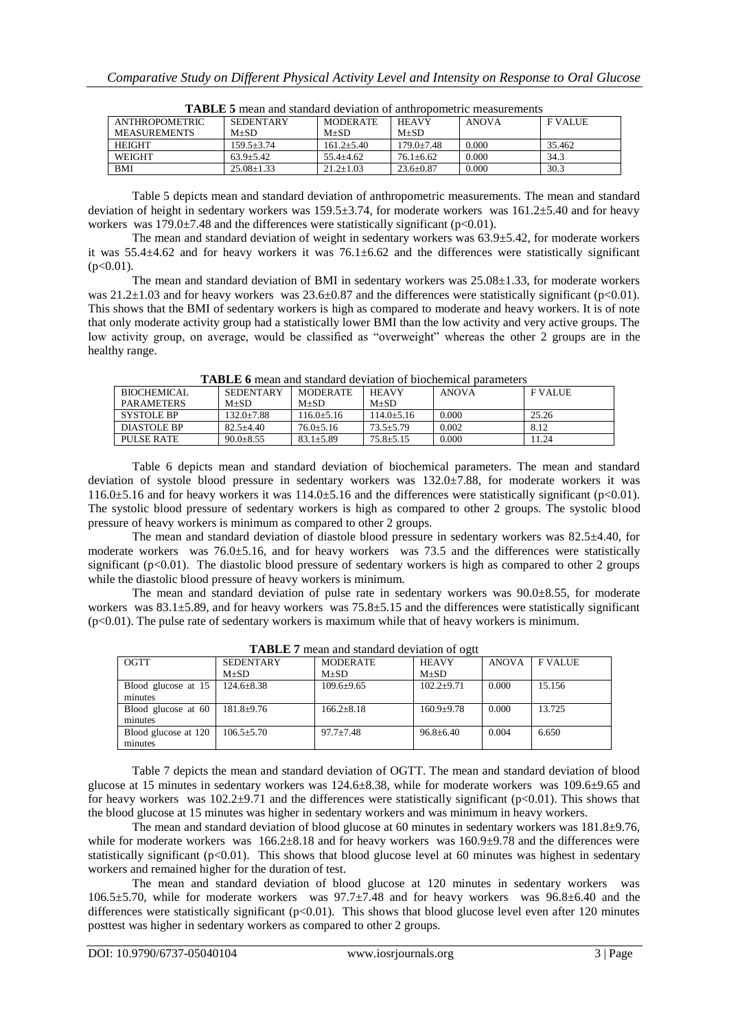**TABLE 5** mean and standard deviation of anthropometric measurements

| ANTHROPOMETRIC MEASUREMENTS | SEDENTARY M±SD | MODERATE M±SD | HEAVY M±SD | ANOVA | F VALUE |
|---|---|---|---|---|---|
| HEIGHT | 159.5±3.74 | 161.2±5.40 | 179.0±7.48 | 0.000 | 35.462 |
| WEIGHT | 63.9±5.42 | 55.4±4.62 | 76.1±6.62 | 0.000 | 34.3 |
| BMI | 25.08±1.33 | 21.2±1.03 | 23.6±0.87 | 0.000 | 30.3 |

Table 5 depicts mean and standard deviation of anthropometric measurements. The mean and standard deviation of height in sedentary workers was 159.5±3.74, for moderate workers was 161.2±5.40 and for heavy workers was 179.0±7.48 and the differences were statistically significant ($p<0.01$).

The mean and standard deviation of weight in sedentary workers was 63.9±5.42, for moderate workers it was 55.4±4.62 and for heavy workers it was 76.1±6.62 and the differences were statistically significant ($p<0.01$).

The mean and standard deviation of BMI in sedentary workers was 25.08±1.33, for moderate workers was 21.2±1.03 and for heavy workers was 23.6±0.87 and the differences were statistically significant ($p<0.01$). This shows that the BMI of sedentary workers is high as compared to moderate and heavy workers. It is of note that only moderate activity group had a statistically lower BMI than the low activity and very active groups. The low activity group, on average, would be classified as "overweight" whereas the other 2 groups are in the healthy range.

**TABLE 6** mean and standard deviation of biochemical parameters

| BIOCHEMICAL PARAMETERS | SEDENTARY M±SD | MODERATE M±SD | HEAVY M±SD | ANOVA | F VALUE |
|---|---|---|---|---|---|
| SYSTOLE BP | 132.0±7.88 | 116.0±5.16 | 114.0±5.16 | 0.000 | 25.26 |
| DIASTOLE BP | 82.5±4.40 | 76.0±5.16 | 73.5±5.79 | 0.002 | 8.12 |
| PULSE RATE | 90.0±8.55 | 83.1±5.89 | 75.8±5.15 | 0.000 | 11.24 |

Table 6 depicts mean and standard deviation of biochemical parameters. The mean and standard deviation of systole blood pressure in sedentary workers was 132.0±7.88, for moderate workers it was 116.0±5.16 and for heavy workers it was 114.0±5.16 and the differences were statistically significant ($p<0.01$). The systolic blood pressure of sedentary workers is high as compared to other 2 groups. The systolic blood pressure of heavy workers is minimum as compared to other 2 groups.

The mean and standard deviation of diastole blood pressure in sedentary workers was 82.5±4.40, for moderate workers was 76.0±5.16, and for heavy workers was 73.5 and the differences were statistically significant ($p<0.01$). The diastolic blood pressure of sedentary workers is high as compared to other 2 groups while the diastolic blood pressure of heavy workers is minimum.

The mean and standard deviation of pulse rate in sedentary workers was 90.0±8.55, for moderate workers was 83.1±5.89, and for heavy workers was 75.8±5.15 and the differences were statistically significant ($p<0.01$). The pulse rate of sedentary workers is maximum while that of heavy workers is minimum.

**TABLE 7** mean and standard deviation of ogtt

| OGTT | SEDENTARY M±SD | MODERATE M±SD | HEAVY M±SD | ANOVA | F VALUE |
|---|---|---|---|---|---|
| Blood glucose at 15 minutes | 124.6±8.38 | 109.6±9.65 | 102.2±9.71 | 0.000 | 15.156 |
| Blood glucose at 60 minutes | 181.8±9.76 | 166.2±8.18 | 160.9±9.78 | 0.000 | 13.725 |
| Blood glucose at 120 minutes | 106.5±5.70 | 97.7±7.48 | 96.8±6.40 | 0.004 | 6.650 |

Table 7 depicts the mean and standard deviation of OGTT. The mean and standard deviation of blood glucose at 15 minutes in sedentary workers was 124.6±8.38, while for moderate workers was 109.6±9.65 and for heavy workers was 102.2±9.71 and the differences were statistically significant ($p<0.01$). This shows that the blood glucose at 15 minutes was higher in sedentary workers and was minimum in heavy workers.

The mean and standard deviation of blood glucose at 60 minutes in sedentary workers was 181.8±9.76, while for moderate workers was 166.2±8.18 and for heavy workers was 160.9±9.78 and the differences were statistically significant ($p<0.01$). This shows that blood glucose level at 60 minutes was highest in sedentary workers and remained higher for the duration of test.

The mean and standard deviation of blood glucose at 120 minutes in sedentary workers was 106.5±5.70, while for moderate workers was 97.7±7.48 and for heavy workers was 96.8±6.40 and the differences were statistically significant ($p<0.01$). This shows that blood glucose level even after 120 minutes posttest was higher in sedentary workers as compared to other 2 groups.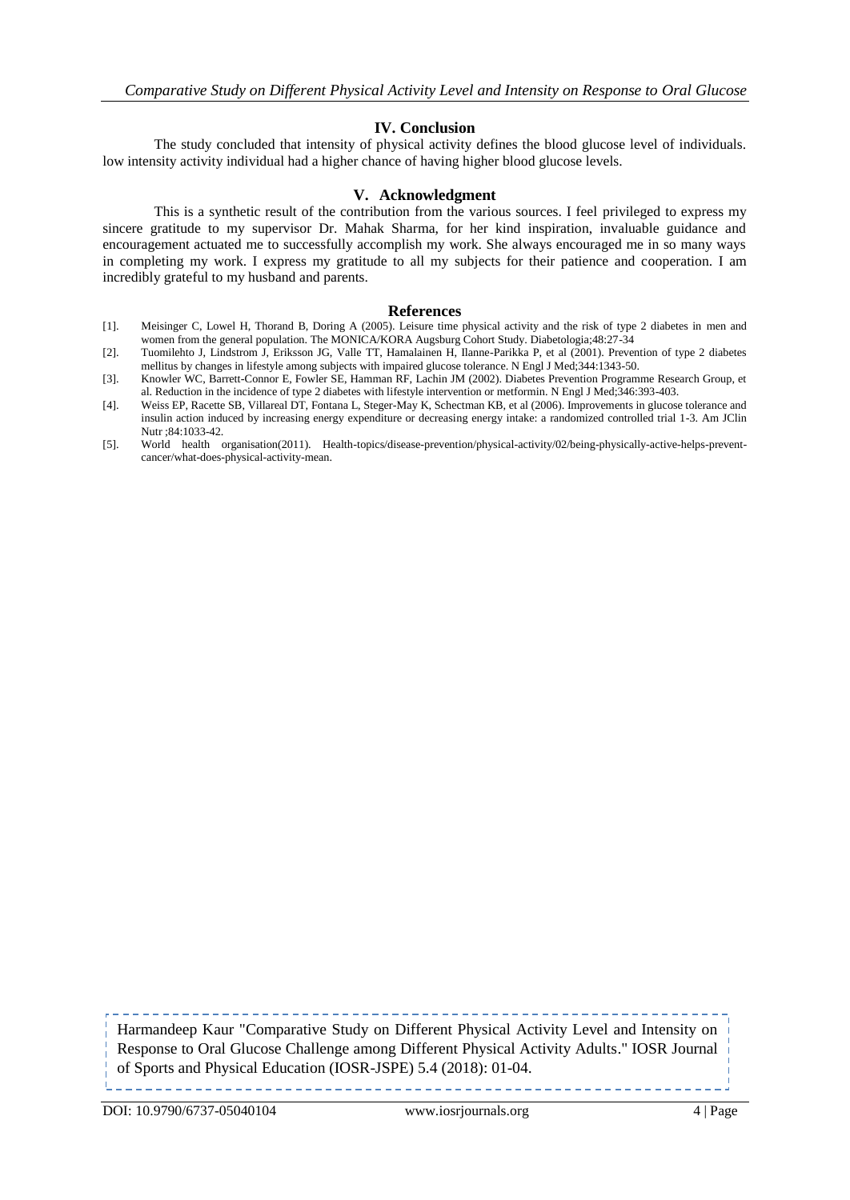## IV. Conclusion

The study concluded that intensity of physical activity defines the blood glucose level of individuals. low intensity activity individual had a higher chance of having higher blood glucose levels.

## V. Acknowledgment

This is a synthetic result of the contribution from the various sources. I feel privileged to express my sincere gratitude to my supervisor Dr. Mahak Sharma, for her kind inspiration, invaluable guidance and encouragement actuated me to successfully accomplish my work. She always encouraged me in so many ways in completing my work. I express my gratitude to all my subjects for their patience and cooperation. I am incredibly grateful to my husband and parents.

## References

[1]. Meisinger C, Lowel H, Thorand B, Doring A (2005). Leisure time physical activity and the risk of type 2 diabetes in men and women from the general population. The MONICA/KORA Augsburg Cohort Study. Diabetologia;48:27-34

[2]. Tuomilehto J, Lindstrom J, Eriksson JG, Valle TT, Hamalainen H, Ilanne-Parikka P, et al (2001). Prevention of type 2 diabetes mellitus by changes in lifestyle among subjects with impaired glucose tolerance. N Engl J Med;344:1343-50.

[3]. Knowler WC, Barrett-Connor E, Fowler SE, Hamman RF, Lachin JM (2002). Diabetes Prevention Programme Research Group, et al. Reduction in the incidence of type 2 diabetes with lifestyle intervention or metformin. N Engl J Med;346:393-403.

[4]. Weiss EP, Racette SB, Villareal DT, Fontana L, Steger-May K, Schectman KB, et al (2006). Improvements in glucose tolerance and insulin action induced by increasing energy expenditure or decreasing energy intake: a randomized controlled trial 1-3. Am JClin Nutr ;84:1033-42.

[5]. World health organisation(2011). Health-topics/disease-prevention/physical-activity/02/being-physically-active-helps-prevent-cancer/what-does-physical-activity-mean.

Harmandeep Kaur "Comparative Study on Different Physical Activity Level and Intensity on Response to Oral Glucose Challenge among Different Physical Activity Adults." IOSR Journal of Sports and Physical Education (IOSR-JSPE) 5.4 (2018): 01-04.